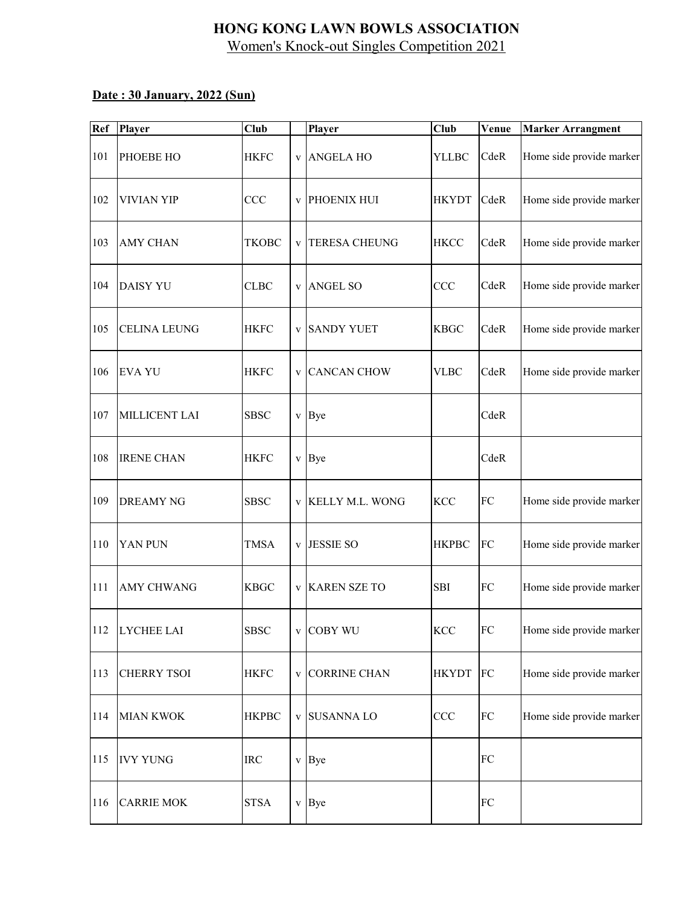# HONG KONG LAWN BOWLS ASSOCIATION

Women's Knock-out Singles Competition 2021

**Date : 30 January, 2022 (Sun)**

| Ref | Player | Club | | Player | Club | Venue | Marker Arrangment |
|---|---|---|---|---|---|---|---|
| 101 | PHOEBE HO | HKFC | v | ANGELA HO | YLLBC | CdeR | Home side provide marker |
| 102 | VIVIAN YIP | CCC | v | PHOENIX HUI | HKYDT | CdeR | Home side provide marker |
| 103 | AMY CHAN | TKOBC | v | TERESA CHEUNG | HKCC | CdeR | Home side provide marker |
| 104 | DAISY YU | CLBC | v | ANGEL SO | CCC | CdeR | Home side provide marker |
| 105 | CELINA LEUNG | HKFC | v | SANDY YUET | KBGC | CdeR | Home side provide marker |
| 106 | EVA YU | HKFC | v | CANCAN CHOW | VLBC | CdeR | Home side provide marker |
| 107 | MILLICENT LAI | SBSC | v | Bye | | CdeR | |
| 108 | IRENE CHAN | HKFC | v | Bye | | CdeR | |
| 109 | DREAMY NG | SBSC | v | KELLY M.L. WONG | KCC | FC | Home side provide marker |
| 110 | YAN PUN | TMSA | v | JESSIE SO | HKPBC | FC | Home side provide marker |
| 111 | AMY CHWANG | KBGC | v | KAREN SZE TO | SBI | FC | Home side provide marker |
| 112 | LYCHEE LAI | SBSC | v | COBY WU | KCC | FC | Home side provide marker |
| 113 | CHERRY TSOI | HKFC | v | CORRINE CHAN | HKYDT | FC | Home side provide marker |
| 114 | MIAN KWOK | HKPBC | v | SUSANNA LO | CCC | FC | Home side provide marker |
| 115 | IVY YUNG | IRC | v | Bye | | FC | |
| 116 | CARRIE MOK | STSA | v | Bye | | FC | |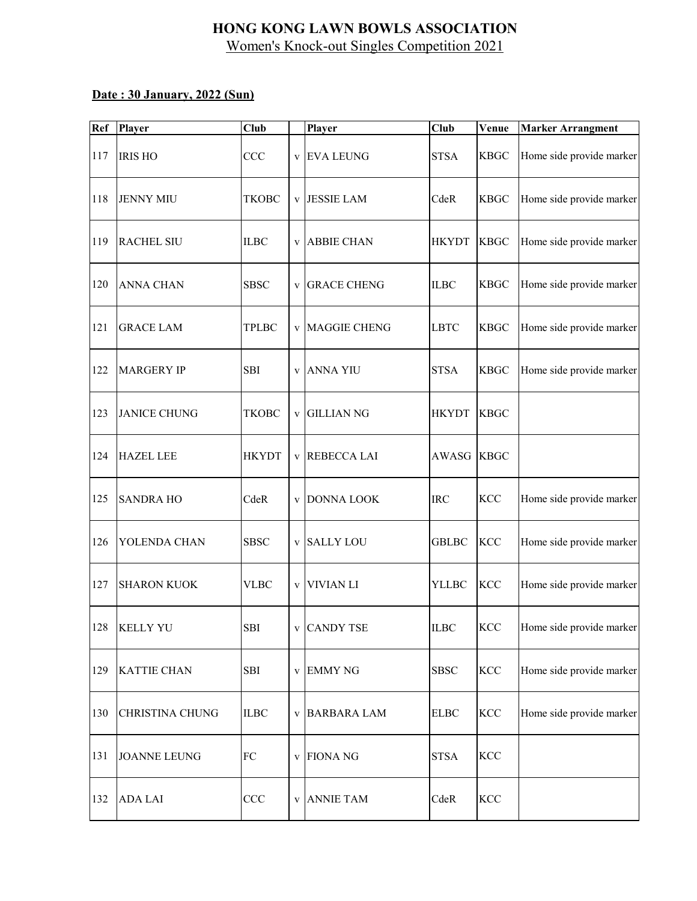# HONG KONG LAWN BOWLS ASSOCIATION

Women's Knock-out Singles Competition 2021

**Date : 30 January, 2022 (Sun)**

| Ref | Player | Club | | Player | Club | Venue | Marker Arrangment |
|---|---|---|---|---|---|---|---|
| 117 | IRIS HO | CCC | v | EVA LEUNG | STSA | KBGC | Home side provide marker |
| 118 | JENNY MIU | TKOBC | v | JESSIE LAM | CdeR | KBGC | Home side provide marker |
| 119 | RACHEL SIU | ILBC | v | ABBIE CHAN | HKYDT | KBGC | Home side provide marker |
| 120 | ANNA CHAN | SBSC | v | GRACE CHENG | ILBC | KBGC | Home side provide marker |
| 121 | GRACE LAM | TPLBC | v | MAGGIE CHENG | LBTC | KBGC | Home side provide marker |
| 122 | MARGERY IP | SBI | v | ANNA YIU | STSA | KBGC | Home side provide marker |
| 123 | JANICE CHUNG | TKOBC | v | GILLIAN NG | HKYDT | KBGC | |
| 124 | HAZEL LEE | HKYDT | v | REBECCA LAI | AWASG | KBGC | |
| 125 | SANDRA HO | CdeR | v | DONNA LOOK | IRC | KCC | Home side provide marker |
| 126 | YOLENDA CHAN | SBSC | v | SALLY LOU | GBLBC | KCC | Home side provide marker |
| 127 | SHARON KUOK | VLBC | v | VIVIAN LI | YLLBC | KCC | Home side provide marker |
| 128 | KELLY YU | SBI | v | CANDY TSE | ILBC | KCC | Home side provide marker |
| 129 | KATTIE CHAN | SBI | v | EMMY NG | SBSC | KCC | Home side provide marker |
| 130 | CHRISTINA CHUNG | ILBC | v | BARBARA LAM | ELBC | KCC | Home side provide marker |
| 131 | JOANNE LEUNG | FC | v | FIONA NG | STSA | KCC | |
| 132 | ADA LAI | CCC | v | ANNIE TAM | CdeR | KCC | |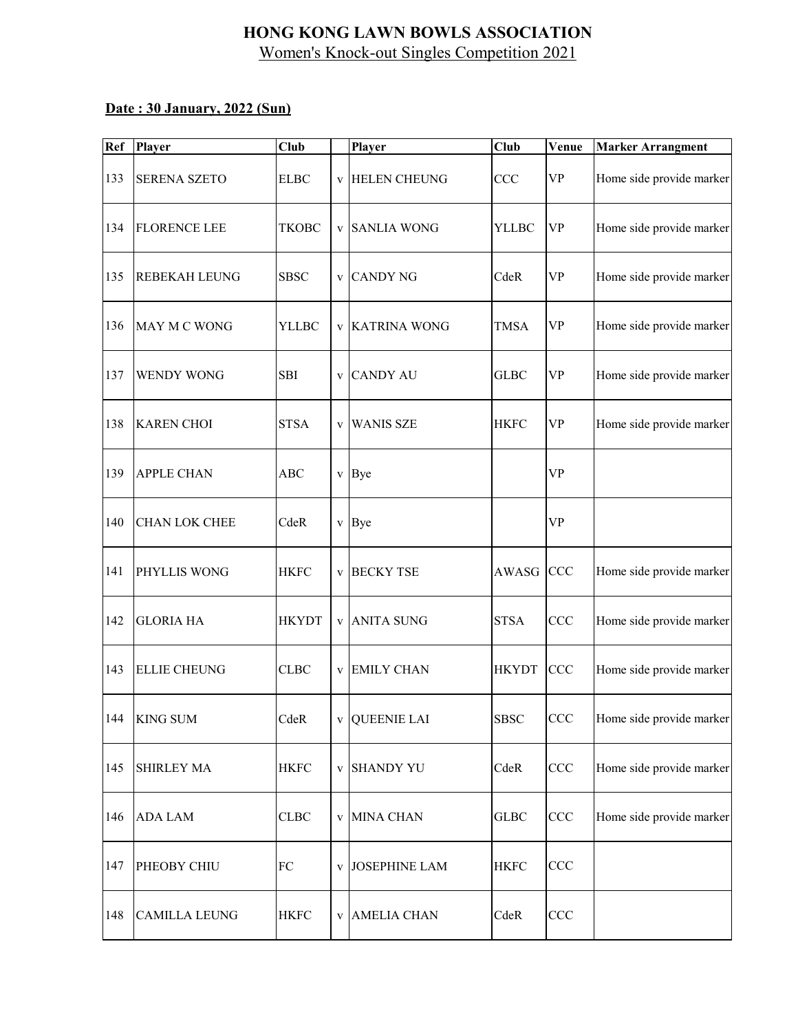# HONG KONG LAWN BOWLS ASSOCIATION

Women's Knock-out Singles Competition 2021

**Date : 30 January, 2022 (Sun)**

| Ref | Player | Club | | Player | Club | Venue | Marker Arrangment |
|---|---|---|---|---|---|---|---|
| 133 | SERENA SZETO | ELBC | v | HELEN CHEUNG | CCC | VP | Home side provide marker |
| 134 | FLORENCE LEE | TKOBC | v | SANLIA WONG | YLLBC | VP | Home side provide marker |
| 135 | REBEKAH LEUNG | SBSC | v | CANDY NG | CdeR | VP | Home side provide marker |
| 136 | MAY M C WONG | YLLBC | v | KATRINA WONG | TMSA | VP | Home side provide marker |
| 137 | WENDY WONG | SBI | v | CANDY AU | GLBC | VP | Home side provide marker |
| 138 | KAREN CHOI | STSA | v | WANIS SZE | HKFC | VP | Home side provide marker |
| 139 | APPLE CHAN | ABC | v | Bye | | VP | |
| 140 | CHAN LOK CHEE | CdeR | v | Bye | | VP | |
| 141 | PHYLLIS WONG | HKFC | v | BECKY TSE | AWASG | CCC | Home side provide marker |
| 142 | GLORIA HA | HKYDT | v | ANITA SUNG | STSA | CCC | Home side provide marker |
| 143 | ELLIE CHEUNG | CLBC | v | EMILY CHAN | HKYDT | CCC | Home side provide marker |
| 144 | KING SUM | CdeR | v | QUEENIE LAI | SBSC | CCC | Home side provide marker |
| 145 | SHIRLEY MA | HKFC | v | SHANDY YU | CdeR | CCC | Home side provide marker |
| 146 | ADA LAM | CLBC | v | MINA CHAN | GLBC | CCC | Home side provide marker |
| 147 | PHEOBY CHIU | FC | v | JOSEPHINE LAM | HKFC | CCC | |
| 148 | CAMILLA LEUNG | HKFC | v | AMELIA CHAN | CdeR | CCC | |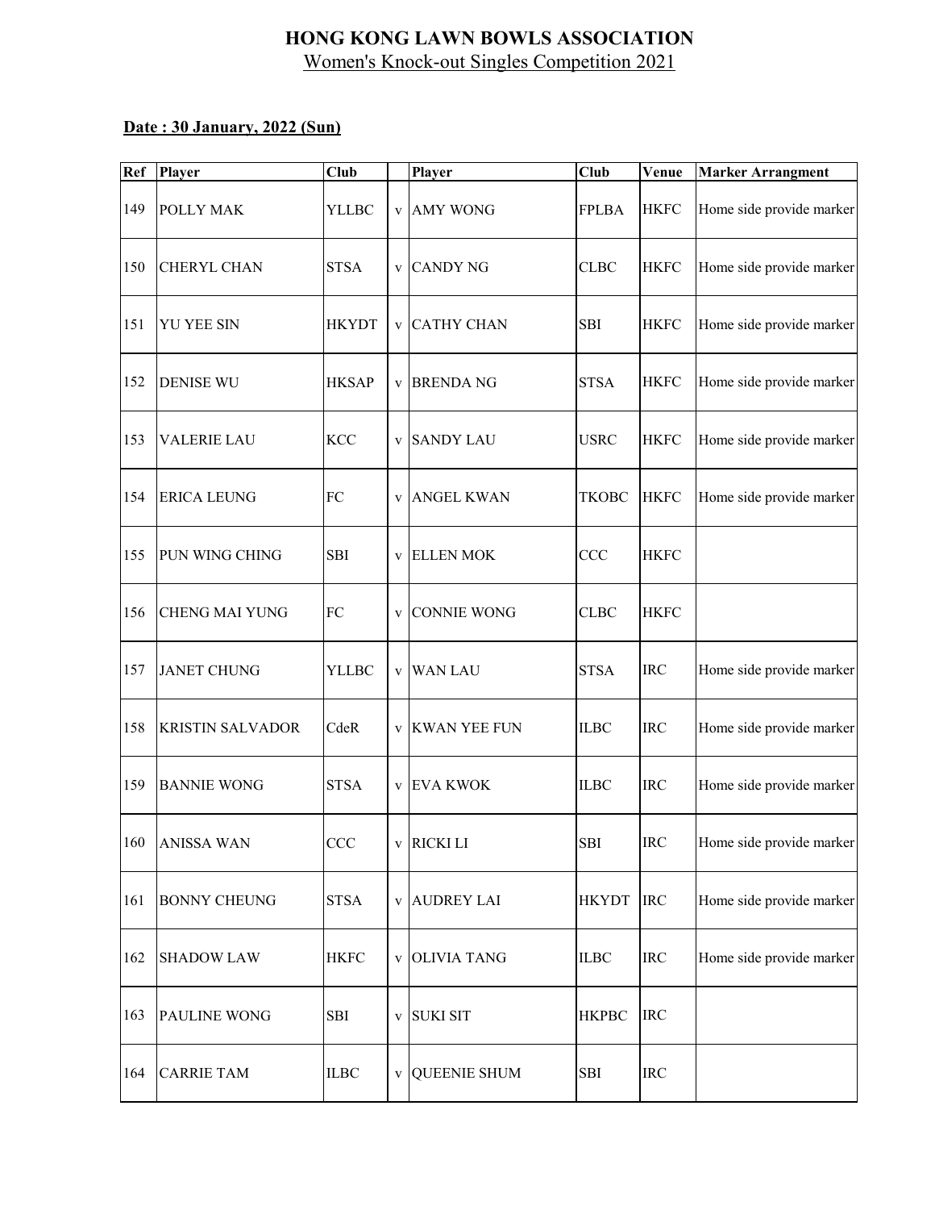# HONG KONG LAWN BOWLS ASSOCIATION

Women's Knock-out Singles Competition 2021

**Date : 30 January, 2022 (Sun)**

| Ref | Player | Club | | Player | Club | Venue | Marker Arrangment |
|---|---|---|---|---|---|---|---|
| 149 | POLLY MAK | YLLBC | v | AMY WONG | FPLBA | HKFC | Home side provide marker |
| 150 | CHERYL CHAN | STSA | v | CANDY NG | CLBC | HKFC | Home side provide marker |
| 151 | YU YEE SIN | HKYDT | v | CATHY CHAN | SBI | HKFC | Home side provide marker |
| 152 | DENISE WU | HKSAP | v | BRENDA NG | STSA | HKFC | Home side provide marker |
| 153 | VALERIE LAU | KCC | v | SANDY LAU | USRC | HKFC | Home side provide marker |
| 154 | ERICA LEUNG | FC | v | ANGEL KWAN | TKOBC | HKFC | Home side provide marker |
| 155 | PUN WING CHING | SBI | v | ELLEN MOK | CCC | HKFC | |
| 156 | CHENG MAI YUNG | FC | v | CONNIE WONG | CLBC | HKFC | |
| 157 | JANET CHUNG | YLLBC | v | WAN LAU | STSA | IRC | Home side provide marker |
| 158 | KRISTIN SALVADOR | CdeR | v | KWAN YEE FUN | ILBC | IRC | Home side provide marker |
| 159 | BANNIE WONG | STSA | v | EVA KWOK | ILBC | IRC | Home side provide marker |
| 160 | ANISSA WAN | CCC | v | RICKI LI | SBI | IRC | Home side provide marker |
| 161 | BONNY CHEUNG | STSA | v | AUDREY LAI | HKYDT | IRC | Home side provide marker |
| 162 | SHADOW LAW | HKFC | v | OLIVIA TANG | ILBC | IRC | Home side provide marker |
| 163 | PAULINE WONG | SBI | v | SUKI SIT | HKPBC | IRC | |
| 164 | CARRIE TAM | ILBC | v | QUEENIE SHUM | SBI | IRC | |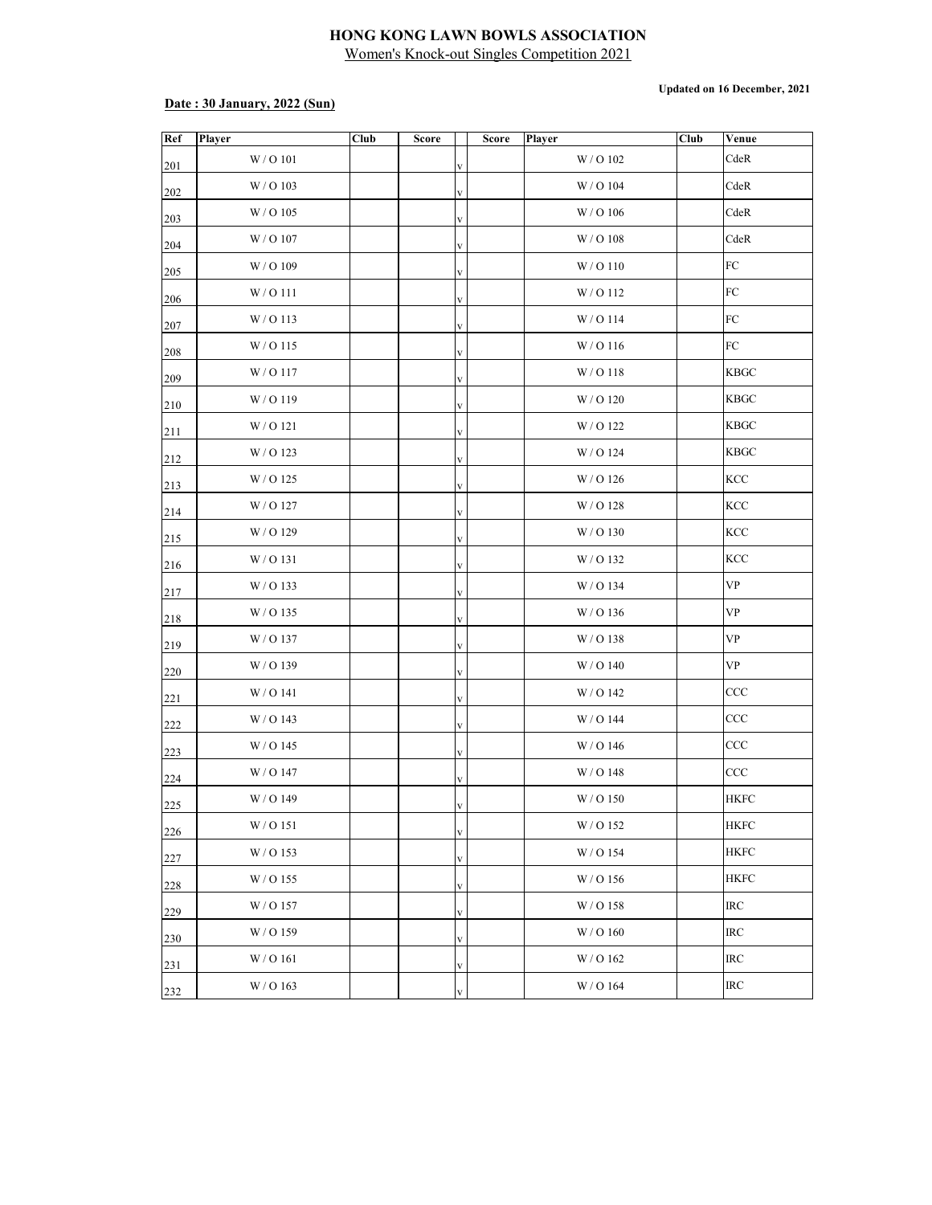**HONG KONG LAWN BOWLS ASSOCIATION**

Women's Knock-out Singles Competition 2021

**Updated on 16 December, 2021**

**Date : 30 January, 2022 (Sun)**

| Ref | Player | Club | Score | | Score | Player | Club | Venue |
|---|---|---|---|---|---|---|---|---|
| 201 | W / O 101 | | | v | | W / O 102 | | CdeR |
| 202 | W / O 103 | | | v | | W / O 104 | | CdeR |
| 203 | W / O 105 | | | v | | W / O 106 | | CdeR |
| 204 | W / O 107 | | | v | | W / O 108 | | CdeR |
| 205 | W / O 109 | | | v | | W / O 110 | | FC |
| 206 | W / O 111 | | | v | | W / O 112 | | FC |
| 207 | W / O 113 | | | v | | W / O 114 | | FC |
| 208 | W / O 115 | | | v | | W / O 116 | | FC |
| 209 | W / O 117 | | | v | | W / O 118 | | KBGC |
| 210 | W / O 119 | | | v | | W / O 120 | | KBGC |
| 211 | W / O 121 | | | v | | W / O 122 | | KBGC |
| 212 | W / O 123 | | | v | | W / O 124 | | KBGC |
| 213 | W / O 125 | | | v | | W / O 126 | | KCC |
| 214 | W / O 127 | | | v | | W / O 128 | | KCC |
| 215 | W / O 129 | | | v | | W / O 130 | | KCC |
| 216 | W / O 131 | | | v | | W / O 132 | | KCC |
| 217 | W / O 133 | | | v | | W / O 134 | | VP |
| 218 | W / O 135 | | | v | | W / O 136 | | VP |
| 219 | W / O 137 | | | v | | W / O 138 | | VP |
| 220 | W / O 139 | | | v | | W / O 140 | | VP |
| 221 | W / O 141 | | | v | | W / O 142 | | CCC |
| 222 | W / O 143 | | | v | | W / O 144 | | CCC |
| 223 | W / O 145 | | | v | | W / O 146 | | CCC |
| 224 | W / O 147 | | | v | | W / O 148 | | CCC |
| 225 | W / O 149 | | | v | | W / O 150 | | HKFC |
| 226 | W / O 151 | | | v | | W / O 152 | | HKFC |
| 227 | W / O 153 | | | v | | W / O 154 | | HKFC |
| 228 | W / O 155 | | | v | | W / O 156 | | HKFC |
| 229 | W / O 157 | | | v | | W / O 158 | | IRC |
| 230 | W / O 159 | | | v | | W / O 160 | | IRC |
| 231 | W / O 161 | | | v | | W / O 162 | | IRC |
| 232 | W / O 163 | | | v | | W / O 164 | | IRC |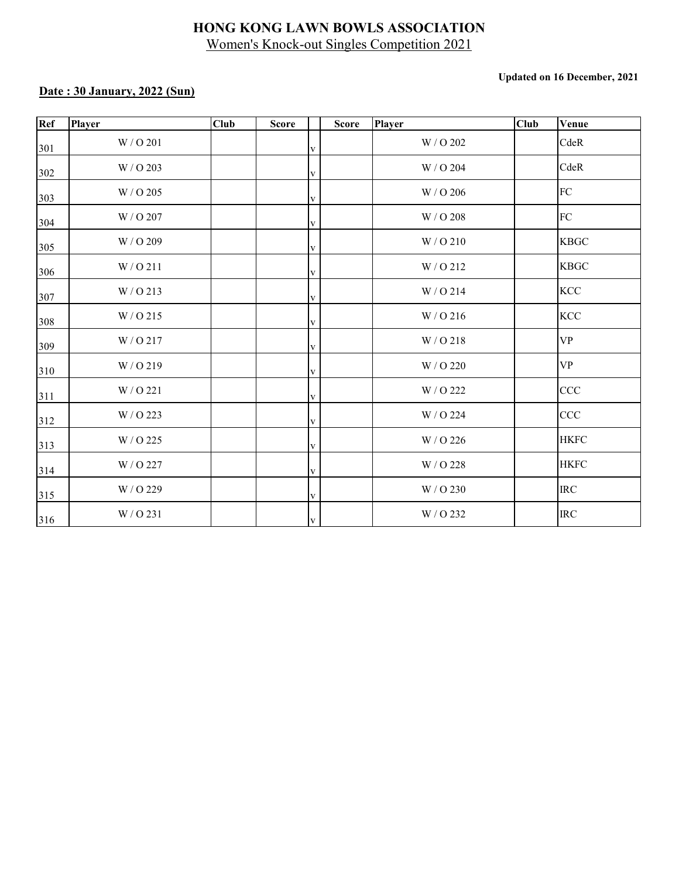# HONG KONG LAWN BOWLS ASSOCIATION

Women's Knock-out Singles Competition 2021

**Updated on 16 December, 2021**

**Date : 30 January, 2022 (Sun)**

| Ref | Player | Club | Score | | Score | Player | Club | Venue |
|---|---|---|---|---|---|---|---|---|
| 301 | W / O 201 | | | v | | W / O 202 | | CdeR |
| 302 | W / O 203 | | | v | | W / O 204 | | CdeR |
| 303 | W / O 205 | | | v | | W / O 206 | | FC |
| 304 | W / O 207 | | | v | | W / O 208 | | FC |
| 305 | W / O 209 | | | v | | W / O 210 | | KBGC |
| 306 | W / O 211 | | | v | | W / O 212 | | KBGC |
| 307 | W / O 213 | | | v | | W / O 214 | | KCC |
| 308 | W / O 215 | | | v | | W / O 216 | | KCC |
| 309 | W / O 217 | | | v | | W / O 218 | | VP |
| 310 | W / O 219 | | | v | | W / O 220 | | VP |
| 311 | W / O 221 | | | v | | W / O 222 | | CCC |
| 312 | W / O 223 | | | v | | W / O 224 | | CCC |
| 313 | W / O 225 | | | v | | W / O 226 | | HKFC |
| 314 | W / O 227 | | | v | | W / O 228 | | HKFC |
| 315 | W / O 229 | | | v | | W / O 230 | | IRC |
| 316 | W / O 231 | | | v | | W / O 232 | | IRC |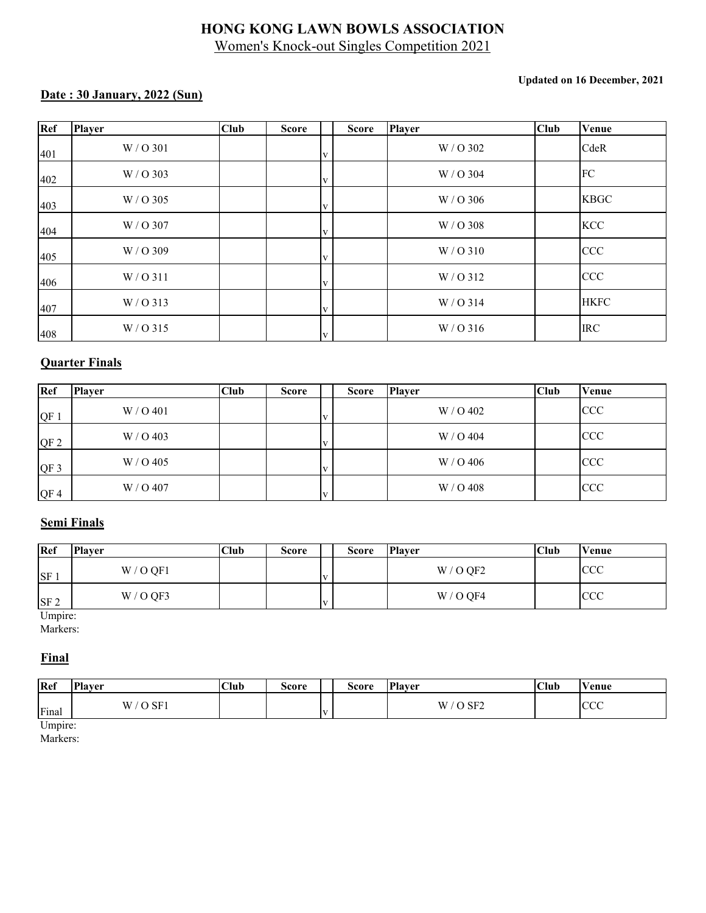# HONG KONG LAWN BOWLS ASSOCIATION

Women's Knock-out Singles Competition 2021

**Updated on 16 December, 2021**

**Date : 30 January, 2022 (Sun)**

| Ref | Player | Club | Score | | Score | Player | Club | Venue |
|---|---|---|---|---|---|---|---|---|
| 401 | W / O 301 | | | v | | W / O 302 | | CdeR |
| 402 | W / O 303 | | | v | | W / O 304 | | FC |
| 403 | W / O 305 | | | v | | W / O 306 | | KBGC |
| 404 | W / O 307 | | | v | | W / O 308 | | KCC |
| 405 | W / O 309 | | | v | | W / O 310 | | CCC |
| 406 | W / O 311 | | | v | | W / O 312 | | CCC |
| 407 | W / O 313 | | | v | | W / O 314 | | HKFC |
| 408 | W / O 315 | | | v | | W / O 316 | | IRC |

**Quarter Finals**

| Ref | Player | Club | Score | | Score | Player | Club | Venue |
|---|---|---|---|---|---|---|---|---|
| QF 1 | W / O 401 | | | v | | W / O 402 | | CCC |
| QF 2 | W / O 403 | | | v | | W / O 404 | | CCC |
| QF 3 | W / O 405 | | | v | | W / O 406 | | CCC |
| QF 4 | W / O 407 | | | v | | W / O 408 | | CCC |

**Semi Finals**

| Ref | Player | Club | Score | | Score | Player | Club | Venue |
|---|---|---|---|---|---|---|---|---|
| SF 1 | W / O QF1 | | | v | | W / O QF2 | | CCC |
| SF 2 | W / O QF3 | | | v | | W / O QF4 | | CCC |

Umpire:

Markers:

**Final**

| Ref | Player | Club | Score | | Score | Player | Club | Venue |
|---|---|---|---|---|---|---|---|---|
| Final | W / O SF1 | | | v | | W / O SF2 | | CCC |

Umpire:

Markers: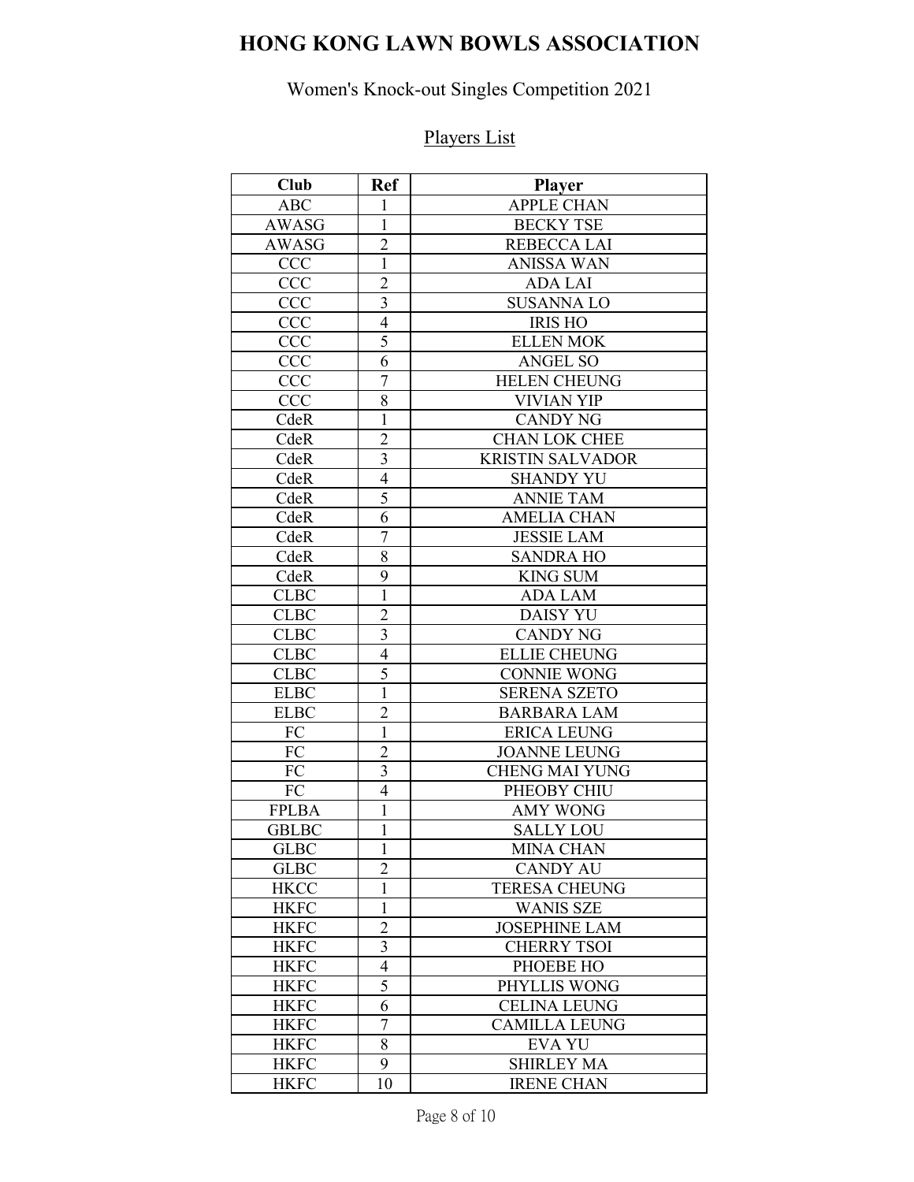# HONG KONG LAWN BOWLS ASSOCIATION

Women's Knock-out Singles Competition 2021

Players List

| Club | Ref | Player |
|---|---|---|
| ABC | 1 | APPLE CHAN |
| AWASG | 1 | BECKY TSE |
| AWASG | 2 | REBECCA LAI |
| CCC | 1 | ANISSA WAN |
| CCC | 2 | ADA LAI |
| CCC | 3 | SUSANNA LO |
| CCC | 4 | IRIS HO |
| CCC | 5 | ELLEN MOK |
| CCC | 6 | ANGEL SO |
| CCC | 7 | HELEN CHEUNG |
| CCC | 8 | VIVIAN YIP |
| CdeR | 1 | CANDY NG |
| CdeR | 2 | CHAN LOK CHEE |
| CdeR | 3 | KRISTIN SALVADOR |
| CdeR | 4 | SHANDY YU |
| CdeR | 5 | ANNIE TAM |
| CdeR | 6 | AMELIA CHAN |
| CdeR | 7 | JESSIE LAM |
| CdeR | 8 | SANDRA HO |
| CdeR | 9 | KING SUM |
| CLBC | 1 | ADA LAM |
| CLBC | 2 | DAISY YU |
| CLBC | 3 | CANDY NG |
| CLBC | 4 | ELLIE CHEUNG |
| CLBC | 5 | CONNIE WONG |
| ELBC | 1 | SERENA SZETO |
| ELBC | 2 | BARBARA LAM |
| FC | 1 | ERICA LEUNG |
| FC | 2 | JOANNE LEUNG |
| FC | 3 | CHENG MAI YUNG |
| FC | 4 | PHEOBY CHIU |
| FPLBA | 1 | AMY WONG |
| GBLBC | 1 | SALLY LOU |
| GLBC | 1 | MINA CHAN |
| GLBC | 2 | CANDY AU |
| HKCC | 1 | TERESA CHEUNG |
| HKFC | 1 | WANIS SZE |
| HKFC | 2 | JOSEPHINE LAM |
| HKFC | 3 | CHERRY TSOI |
| HKFC | 4 | PHOEBE HO |
| HKFC | 5 | PHYLLIS WONG |
| HKFC | 6 | CELINA LEUNG |
| HKFC | 7 | CAMILLA LEUNG |
| HKFC | 8 | EVA YU |
| HKFC | 9 | SHIRLEY MA |
| HKFC | 10 | IRENE CHAN |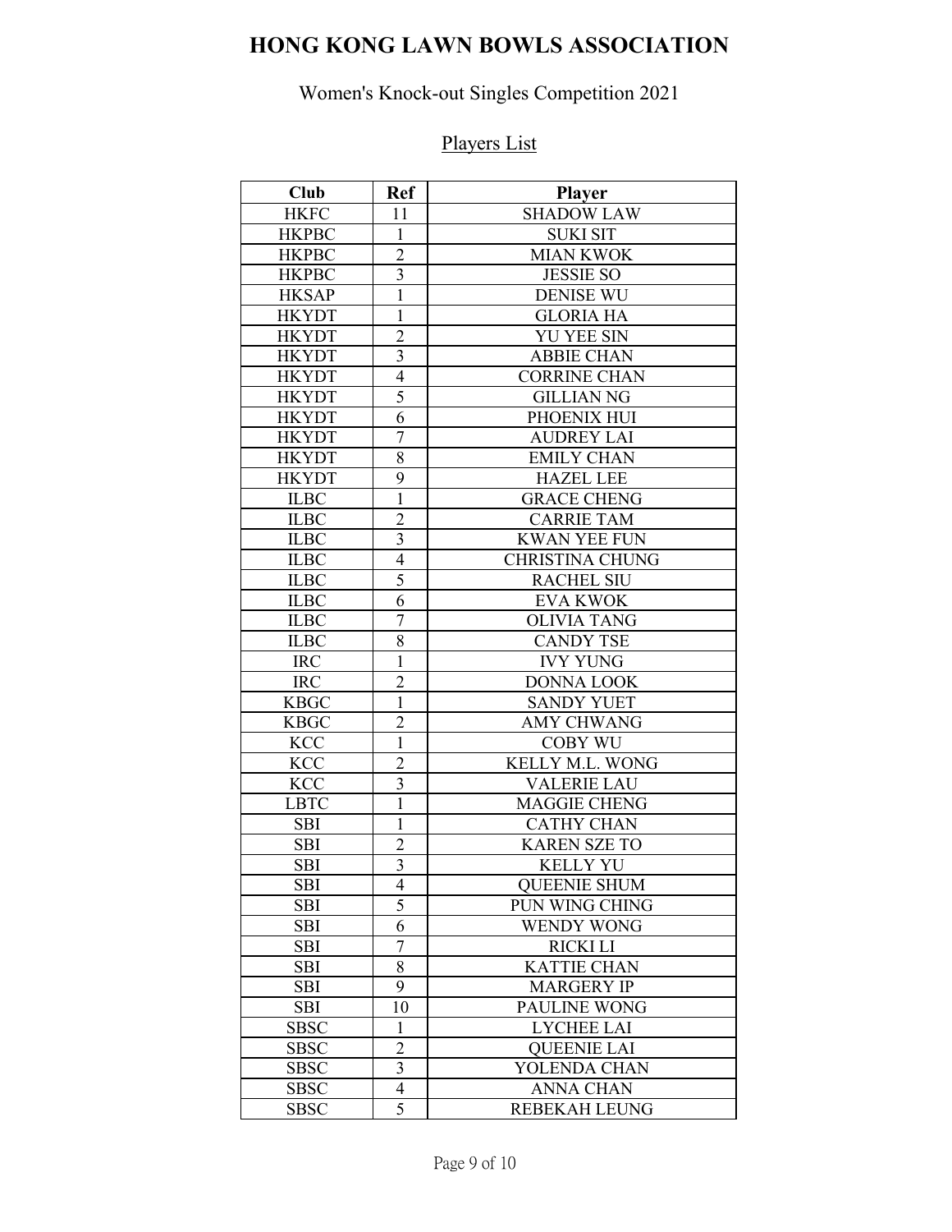# HONG KONG LAWN BOWLS ASSOCIATION

Women's Knock-out Singles Competition 2021

Players List

| Club | Ref | Player |
|---|---|---|
| HKFC | 11 | SHADOW LAW |
| HKPBC | 1 | SUKI SIT |
| HKPBC | 2 | MIAN KWOK |
| HKPBC | 3 | JESSIE SO |
| HKSAP | 1 | DENISE WU |
| HKYDT | 1 | GLORIA HA |
| HKYDT | 2 | YU YEE SIN |
| HKYDT | 3 | ABBIE CHAN |
| HKYDT | 4 | CORRINE CHAN |
| HKYDT | 5 | GILLIAN NG |
| HKYDT | 6 | PHOENIX HUI |
| HKYDT | 7 | AUDREY LAI |
| HKYDT | 8 | EMILY CHAN |
| HKYDT | 9 | HAZEL LEE |
| ILBC | 1 | GRACE CHENG |
| ILBC | 2 | CARRIE TAM |
| ILBC | 3 | KWAN YEE FUN |
| ILBC | 4 | CHRISTINA CHUNG |
| ILBC | 5 | RACHEL SIU |
| ILBC | 6 | EVA KWOK |
| ILBC | 7 | OLIVIA TANG |
| ILBC | 8 | CANDY TSE |
| IRC | 1 | IVY YUNG |
| IRC | 2 | DONNA LOOK |
| KBGC | 1 | SANDY YUET |
| KBGC | 2 | AMY CHWANG |
| KCC | 1 | COBY WU |
| KCC | 2 | KELLY M.L. WONG |
| KCC | 3 | VALERIE LAU |
| LBTC | 1 | MAGGIE CHENG |
| SBI | 1 | CATHY CHAN |
| SBI | 2 | KAREN SZE TO |
| SBI | 3 | KELLY YU |
| SBI | 4 | QUEENIE SHUM |
| SBI | 5 | PUN WING CHING |
| SBI | 6 | WENDY WONG |
| SBI | 7 | RICKI LI |
| SBI | 8 | KATTIE CHAN |
| SBI | 9 | MARGERY IP |
| SBI | 10 | PAULINE WONG |
| SBSC | 1 | LYCHEE LAI |
| SBSC | 2 | QUEENIE LAI |
| SBSC | 3 | YOLENDA CHAN |
| SBSC | 4 | ANNA CHAN |
| SBSC | 5 | REBEKAH LEUNG |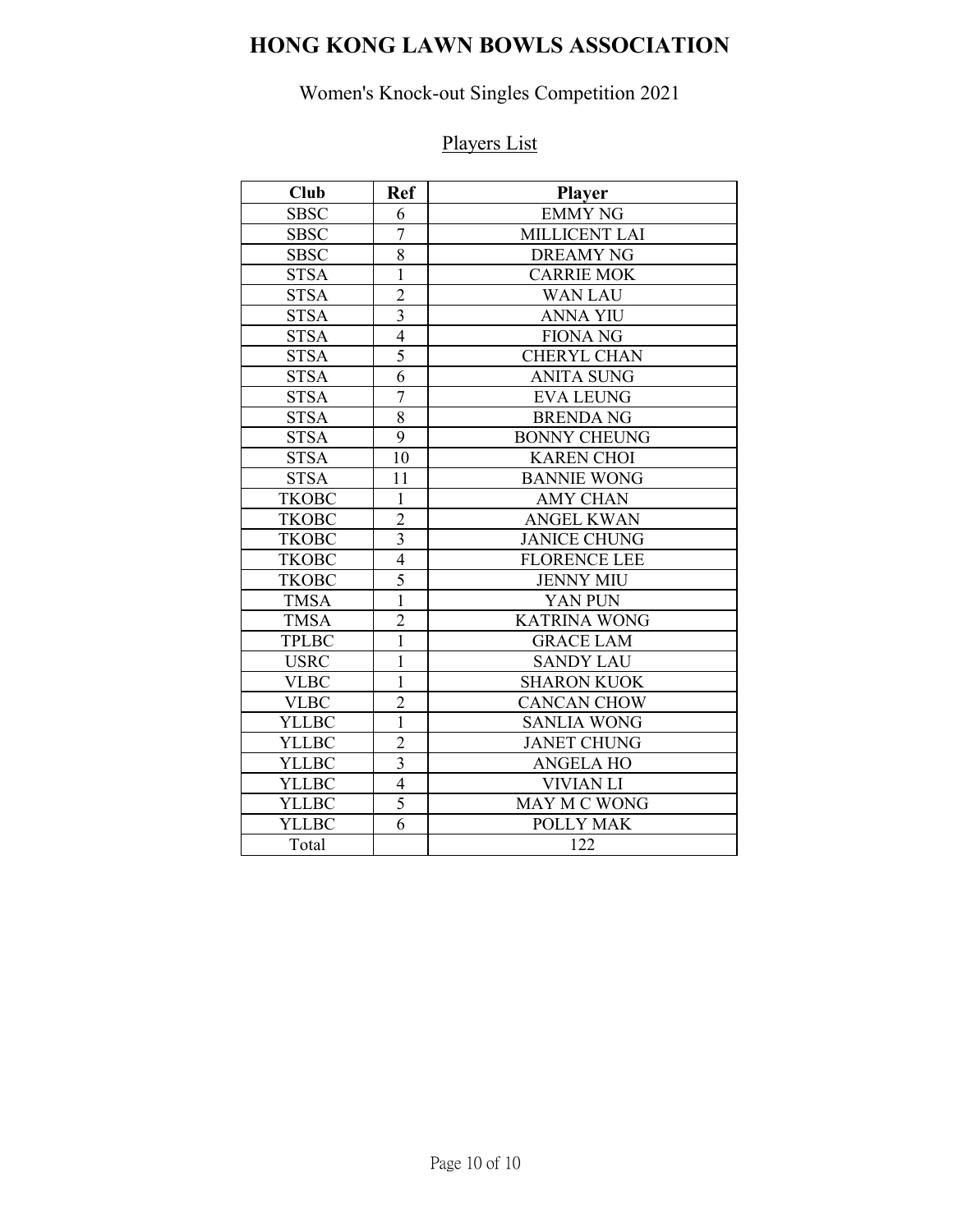# HONG KONG LAWN BOWLS ASSOCIATION

Women's Knock-out Singles Competition 2021

Players List

| Club | Ref | Player |
|---|---|---|
| SBSC | 6 | EMMY NG |
| SBSC | 7 | MILLICENT LAI |
| SBSC | 8 | DREAMY NG |
| STSA | 1 | CARRIE MOK |
| STSA | 2 | WAN LAU |
| STSA | 3 | ANNA YIU |
| STSA | 4 | FIONA NG |
| STSA | 5 | CHERYL CHAN |
| STSA | 6 | ANITA SUNG |
| STSA | 7 | EVA LEUNG |
| STSA | 8 | BRENDA NG |
| STSA | 9 | BONNY CHEUNG |
| STSA | 10 | KAREN CHOI |
| STSA | 11 | BANNIE WONG |
| TKOBC | 1 | AMY CHAN |
| TKOBC | 2 | ANGEL KWAN |
| TKOBC | 3 | JANICE CHUNG |
| TKOBC | 4 | FLORENCE LEE |
| TKOBC | 5 | JENNY MIU |
| TMSA | 1 | YAN PUN |
| TMSA | 2 | KATRINA WONG |
| TPLBC | 1 | GRACE LAM |
| USRC | 1 | SANDY LAU |
| VLBC | 1 | SHARON KUOK |
| VLBC | 2 | CANCAN CHOW |
| YLLBC | 1 | SANLIA WONG |
| YLLBC | 2 | JANET CHUNG |
| YLLBC | 3 | ANGELA HO |
| YLLBC | 4 | VIVIAN LI |
| YLLBC | 5 | MAY M C WONG |
| YLLBC | 6 | POLLY MAK |
| Total | | 122 |